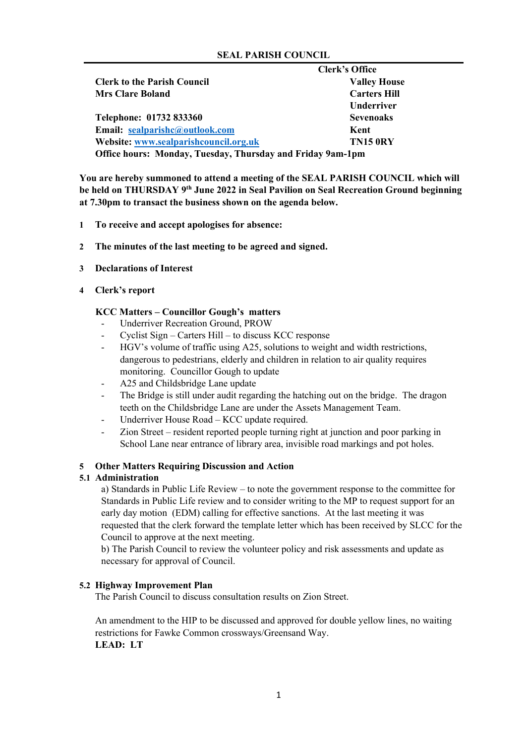# SEAL PARISH COUNCIL

**Clerk to the Parish Council**
**Mrs Clare Boland**

**Telephone: 01732 833360**
**Email: [sealparishc@outlook.com](mailto:sealparishc@outlook.com)**
**Website: [www.sealparishcouncil.org.uk](http://www.sealparishcouncil.org.uk)**

**Clerk's Office**
**Valley House**
**Carters Hill**
**Underriver**
**Sevenoaks**
**Kent**
**TN15 0RY**

**Office hours: Monday, Tuesday, Thursday and Friday 9am-1pm**

**You are hereby summoned to attend a meeting of the SEAL PARISH COUNCIL which will be held on THURSDAY 9th June 2022 in Seal Pavilion on Seal Recreation Ground beginning at 7.30pm to transact the business shown on the agenda below.**

**1 To receive and accept apologises for absence:**

**2 The minutes of the last meeting to be agreed and signed.**

**3 Declarations of Interest**

**4 Clerk's report**

**KCC Matters – Councillor Gough's matters**

- Underriver Recreation Ground, PROW
- Cyclist Sign – Carters Hill – to discuss KCC response
- HGV's volume of traffic using A25, solutions to weight and width restrictions, dangerous to pedestrians, elderly and children in relation to air quality requires monitoring. Councillor Gough to update
- A25 and Childsbridge Lane update
- The Bridge is still under audit regarding the hatching out on the bridge. The dragon teeth on the Childsbridge Lane are under the Assets Management Team.
- Underriver House Road – KCC update required.
- Zion Street – resident reported people turning right at junction and poor parking in School Lane near entrance of library area, invisible road markings and pot holes.

**5 Other Matters Requiring Discussion and Action**

**5.1 Administration**

a) Standards in Public Life Review – to note the government response to the committee for Standards in Public Life review and to consider writing to the MP to request support for an early day motion (EDM) calling for effective sanctions. At the last meeting it was requested that the clerk forward the template letter which has been received by SLCC for the Council to approve at the next meeting.

b) The Parish Council to review the volunteer policy and risk assessments and update as necessary for approval of Council.

**5.2 Highway Improvement Plan**

The Parish Council to discuss consultation results on Zion Street.

An amendment to the HIP to be discussed and approved for double yellow lines, no waiting restrictions for Fawke Common crossways/Greensand Way.

**LEAD: LT**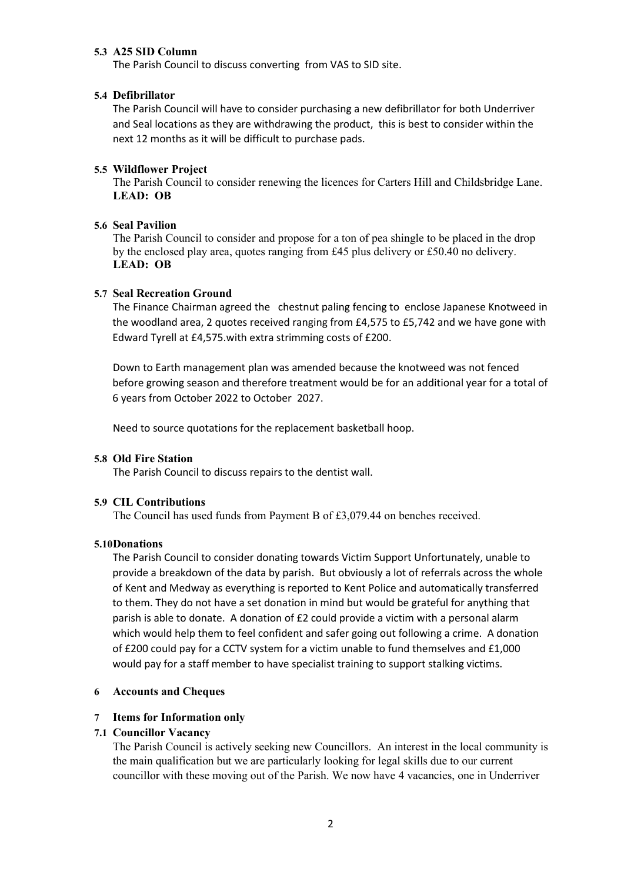### 5.3 A25 SID Column

The Parish Council to discuss converting from VAS to SID site.

### 5.4 Defibrillator

The Parish Council will have to consider purchasing a new defibrillator for both Underriver and Seal locations as they are withdrawing the product, this is best to consider within the next 12 months as it will be difficult to purchase pads.

### 5.5 Wildflower Project

The Parish Council to consider renewing the licences for Carters Hill and Childsbridge Lane.
**LEAD: OB**

### 5.6 Seal Pavilion

The Parish Council to consider and propose for a ton of pea shingle to be placed in the drop by the enclosed play area, quotes ranging from £45 plus delivery or £50.40 no delivery.
**LEAD: OB**

### 5.7 Seal Recreation Ground

The Finance Chairman agreed the chestnut paling fencing to enclose Japanese Knotweed in the woodland area, 2 quotes received ranging from £4,575 to £5,742 and we have gone with Edward Tyrell at £4,575.with extra strimming costs of £200.

Down to Earth management plan was amended because the knotweed was not fenced before growing season and therefore treatment would be for an additional year for a total of 6 years from October 2022 to October 2027.

Need to source quotations for the replacement basketball hoop.

### 5.8 Old Fire Station

The Parish Council to discuss repairs to the dentist wall.

### 5.9 CIL Contributions

The Council has used funds from Payment B of £3,079.44 on benches received.

### 5.10 Donations

The Parish Council to consider donating towards Victim Support Unfortunately, unable to provide a breakdown of the data by parish. But obviously a lot of referrals across the whole of Kent and Medway as everything is reported to Kent Police and automatically transferred to them. They do not have a set donation in mind but would be grateful for anything that parish is able to donate. A donation of £2 could provide a victim with a personal alarm which would help them to feel confident and safer going out following a crime. A donation of £200 could pay for a CCTV system for a victim unable to fund themselves and £1,000 would pay for a staff member to have specialist training to support stalking victims.

## 6 Accounts and Cheques

## 7 Items for Information only

### 7.1 Councillor Vacancy

The Parish Council is actively seeking new Councillors. An interest in the local community is the main qualification but we are particularly looking for legal skills due to our current councillor with these moving out of the Parish. We now have 4 vacancies, one in Underriver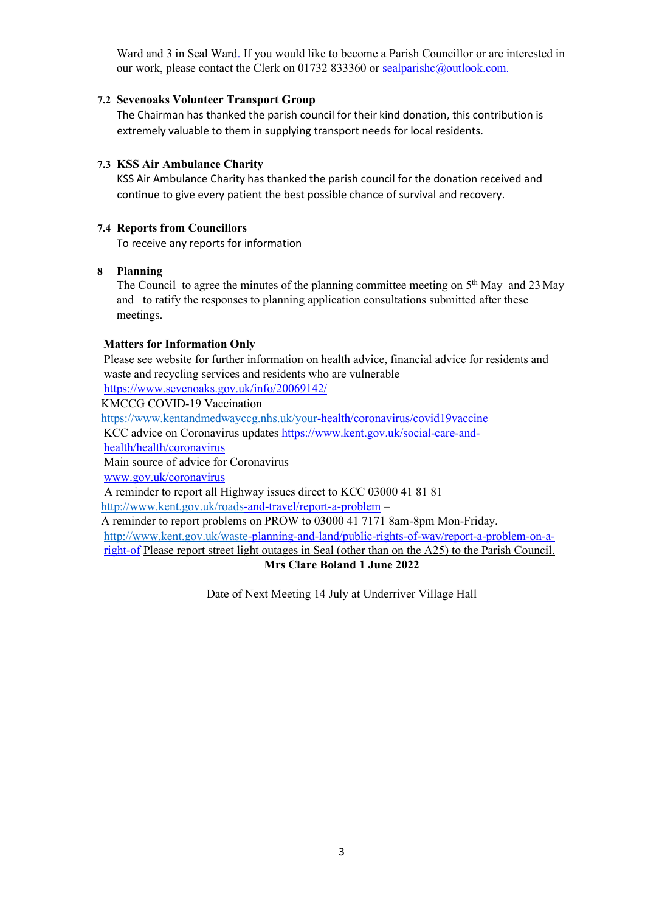Ward and 3 in Seal Ward. If you would like to become a Parish Councillor or are interested in our work, please contact the Clerk on 01732 833360 or sealparishc@outlook.com.

### 7.2 Sevenoaks Volunteer Transport Group

The Chairman has thanked the parish council for their kind donation, this contribution is extremely valuable to them in supplying transport needs for local residents.

### 7.3 KSS Air Ambulance Charity

KSS Air Ambulance Charity has thanked the parish council for the donation received and continue to give every patient the best possible chance of survival and recovery.

### 7.4 Reports from Councillors

To receive any reports for information

## 8 Planning

The Council to agree the minutes of the planning committee meeting on 5th May and 23 May and to ratify the responses to planning application consultations submitted after these meetings.

**Matters for Information Only**

Please see website for further information on health advice, financial advice for residents and waste and recycling services and residents who are vulnerable
https://www.sevenoaks.gov.uk/info/20069142/

KMCCG COVID-19 Vaccination
https://www.kentandmedwayccg.nhs.uk/your-health/coronavirus/covid19vaccine

KCC advice on Coronavirus updates https://www.kent.gov.uk/social-care-and-health/health/coronavirus

Main source of advice for Coronavirus
www.gov.uk/coronavirus

A reminder to report all Highway issues direct to KCC 03000 41 81 81
http://www.kent.gov.uk/roads-and-travel/report-a-problem –

A reminder to report problems on PROW to 03000 41 7171 8am-8pm Mon-Friday.
http://www.kent.gov.uk/waste-planning-and-land/public-rights-of-way/report-a-problem-on-a-right-of Please report street light outages in Seal (other than on the A25) to the Parish Council.

**Mrs Clare Boland 1 June 2022**

Date of Next Meeting 14 July at Underriver Village Hall